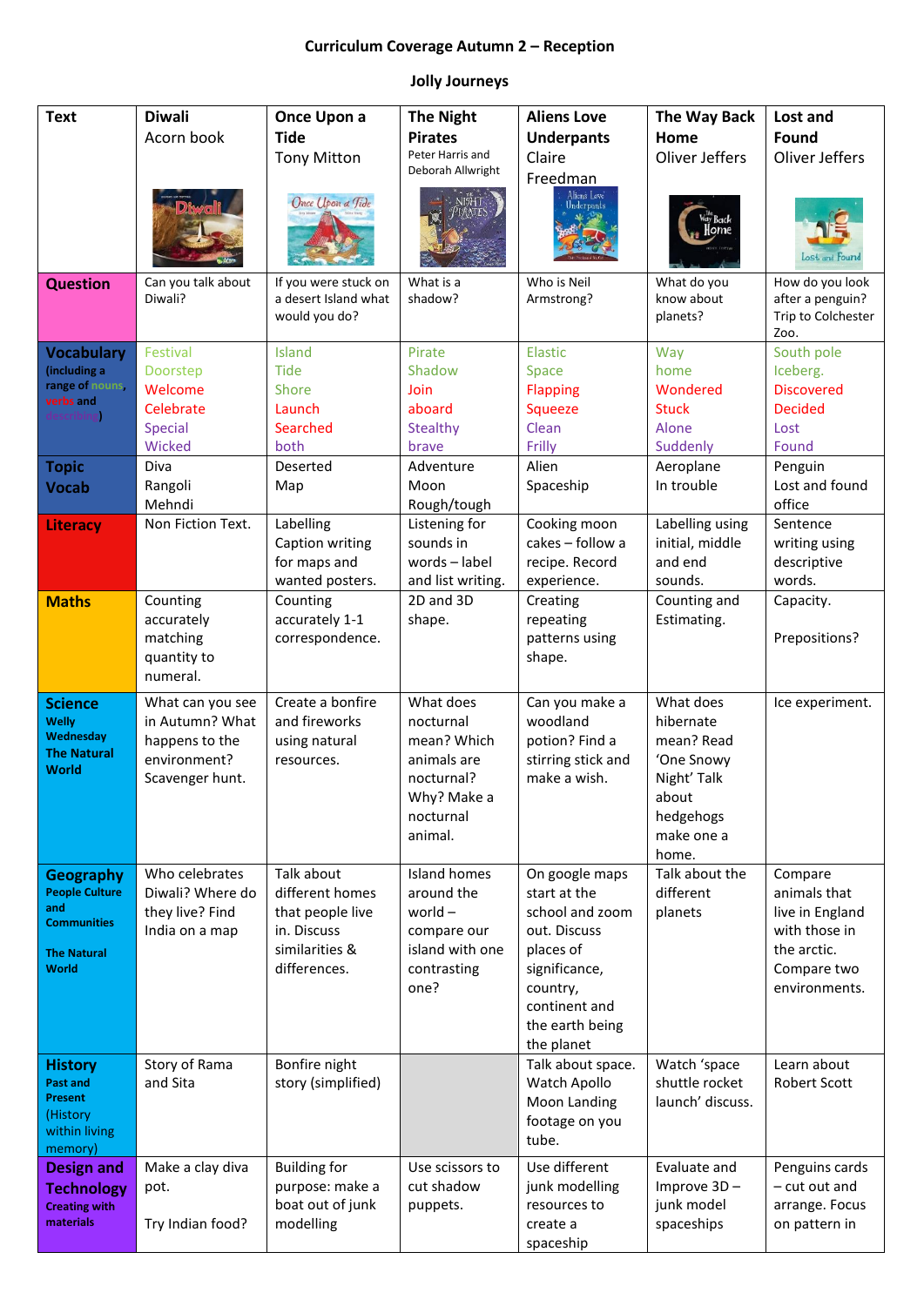# Curriculum Coverage Autumn 2 – Reception

## Jolly Journeys

| Text | Diwali Acorn book | Once Upon a Tide Tony Mitton | The Night Pirates Peter Harris and Deborah Allwright | Aliens Love Underpants Claire Freedman | The Way Back Home Oliver Jeffers | Lost and Found Oliver Jeffers |
|---|---|---|---|---|---|---|
| **Question** | Can you talk about Diwali? | If you were stuck on a desert Island what would you do? | What is a shadow? | Who is Neil Armstrong? | What do you know about planets? | How do you look after a penguin? Trip to Colchester Zoo. |
| **Vocabulary** (including a range of nouns, verbs and describing) | Festival Doorstep Welcome Celebrate Special Wicked | Island Tide Shore Launch Searched both | Pirate Shadow Join aboard Stealthy brave | Elastic Space Flapping Squeeze Clean Frilly | Way home Wondered Stuck Alone Suddenly | South pole Iceberg. Discovered Decided Lost Found |
| **Topic Vocab** | Diva Rangoli Mehndi | Deserted Map | Adventure Moon Rough/tough | Alien Spaceship | Aeroplane In trouble | Penguin Lost and found office |
| **Literacy** | Non Fiction Text. | Labelling Caption writing for maps and wanted posters. | Listening for sounds in words – label and list writing. | Cooking moon cakes – follow a recipe. Record experience. | Labelling using initial, middle and end sounds. | Sentence writing using descriptive words. |
| **Maths** | Counting accurately matching quantity to numeral. | Counting accurately 1-1 correspondence. | 2D and 3D shape. | Creating repeating patterns using shape. | Counting and Estimating. | Capacity. Prepositions? |
| **Science** Welly Wednesday The Natural World | What can you see in Autumn? What happens to the environment? Scavenger hunt. | Create a bonfire and fireworks using natural resources. | What does nocturnal mean? Which animals are nocturnal? Why? Make a nocturnal animal. | Can you make a woodland potion? Find a stirring stick and make a wish. | What does hibernate mean? Read 'One Snowy Night' Talk about hedgehogs make one a home. | Ice experiment. |
| **Geography** People Culture and Communities The Natural World | Who celebrates Diwali? Where do they live? Find India on a map | Talk about different homes that people live in. Discuss similarities & differences. | Island homes around the world – compare our island with one contrasting one? | On google maps start at the school and zoom out. Discuss places of significance, country, continent and the earth being the planet | Talk about the different planets | Compare animals that live in England with those in the arctic. Compare two environments. |
| **History** Past and Present (History within living memory) | Story of Rama and Sita | Bonfire night story (simplified) | | Talk about space. Watch Apollo Moon Landing footage on you tube. | Watch 'space shuttle rocket launch' discuss. | Learn about Robert Scott |
| **Design and Technology** Creating with materials | Make a clay diva pot. Try Indian food? | Building for purpose: make a boat out of junk modelling | Use scissors to cut shadow puppets. | Use different junk modelling resources to create a spaceship | Evaluate and Improve 3D – junk model spaceships | Penguins cards – cut out and arrange. Focus on pattern in |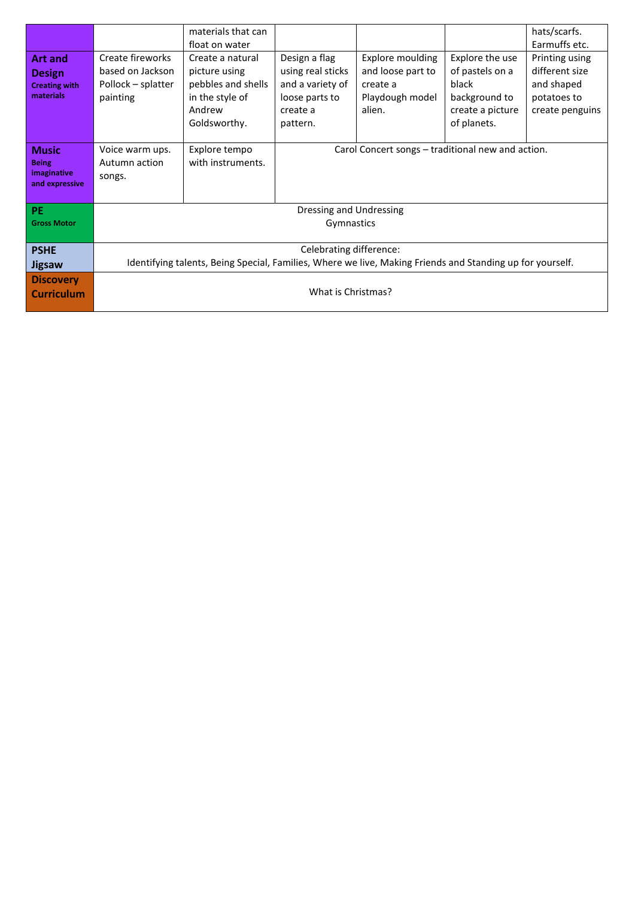| | | | | | | | |
|---|---|---|---|---|---|---|---|
| | | materials that can float on water | | | | hats/scarfs. Earmuffs etc. |
| **Art and Design** **Creating with materials** | Create fireworks based on Jackson Pollock – splatter painting | Create a natural picture using pebbles and shells in the style of Andrew Goldsworthy. | Design a flag using real sticks and a variety of loose parts to create a pattern. | Explore moulding and loose part to create a Playdough model alien. | Explore the use of pastels on a black background to create a picture of planets. | Printing using different size and shaped potatoes to create penguins |
| **Music** **Being imaginative and expressive** | Voice warm ups. Autumn action songs. | Explore tempo with instruments. | Carol Concert songs – traditional new and action. | | | |
| **PE** **Gross Motor** | Dressing and Undressing<br>Gymnastics | | | | | |
| **PSHE Jigsaw** | Celebrating difference:<br>Identifying talents, Being Special, Families, Where we live, Making Friends and Standing up for yourself. | | | | | |
| **Discovery Curriculum** | What is Christmas? | | | | | |